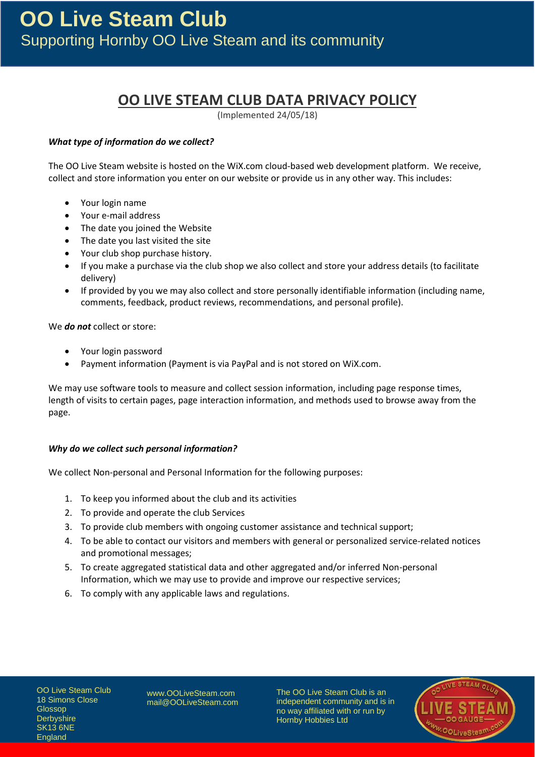# OO LIVE STEAM CLUB DATA PRIVACY POLICY

(Implemented 24/05/18)

***What type of information do we collect?***

The OO Live Steam website is hosted on the WiX.com cloud-based web development platform. We receive, collect and store information you enter on our website or provide us in any other way. This includes:

- Your login name
- Your e-mail address
- The date you joined the Website
- The date you last visited the site
- Your club shop purchase history.
- If you make a purchase via the club shop we also collect and store your address details (to facilitate delivery)
- If provided by you we may also collect and store personally identifiable information (including name, comments, feedback, product reviews, recommendations, and personal profile).

We ***do not*** collect or store:

- Your login password
- Payment information (Payment is via PayPal and is not stored on WiX.com.

We may use software tools to measure and collect session information, including page response times, length of visits to certain pages, page interaction information, and methods used to browse away from the page.

***Why do we collect such personal information?***

We collect Non-personal and Personal Information for the following purposes:

1. To keep you informed about the club and its activities
2. To provide and operate the club Services
3. To provide club members with ongoing customer assistance and technical support;
4. To be able to contact our visitors and members with general or personalized service-related notices and promotional messages;
5. To create aggregated statistical data and other aggregated and/or inferred Non-personal Information, which we may use to provide and improve our respective services;
6. To comply with any applicable laws and regulations.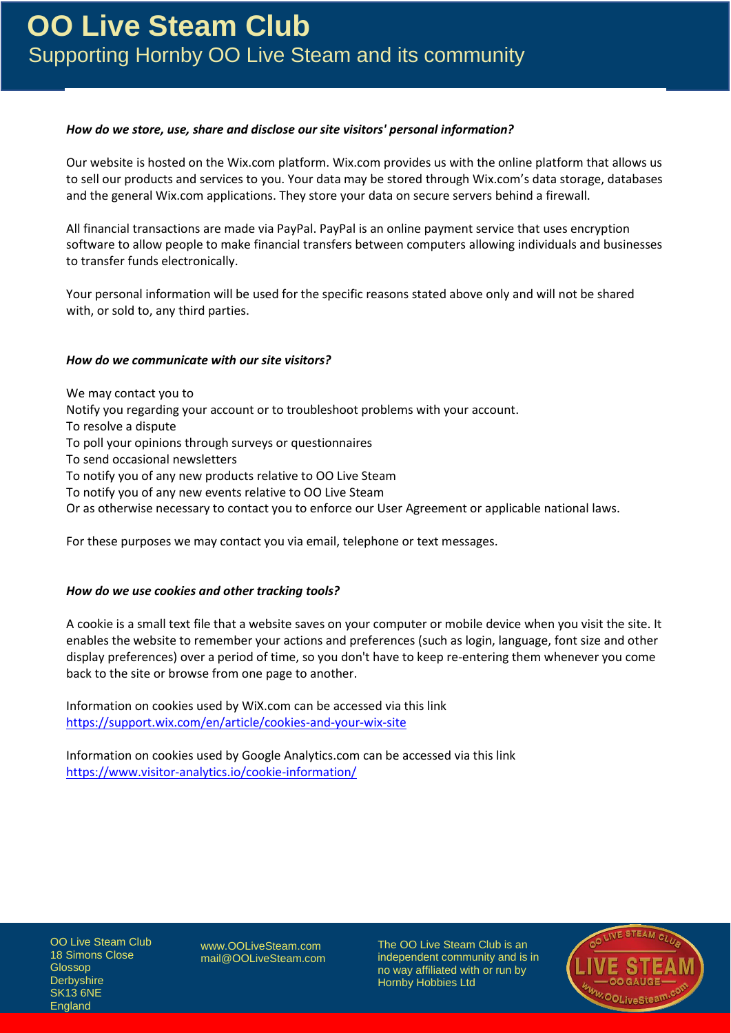### *How do we store, use, share and disclose our site visitors' personal information?*

Our website is hosted on the Wix.com platform. Wix.com provides us with the online platform that allows us to sell our products and services to you. Your data may be stored through Wix.com's data storage, databases and the general Wix.com applications. They store your data on secure servers behind a firewall.

All financial transactions are made via PayPal. PayPal is an online payment service that uses encryption software to allow people to make financial transfers between computers allowing individuals and businesses to transfer funds electronically.

Your personal information will be used for the specific reasons stated above only and will not be shared with, or sold to, any third parties.

### *How do we communicate with our site visitors?*

We may contact you to
Notify you regarding your account or to troubleshoot problems with your account.
To resolve a dispute
To poll your opinions through surveys or questionnaires
To send occasional newsletters
To notify you of any new products relative to OO Live Steam
To notify you of any new events relative to OO Live Steam
Or as otherwise necessary to contact you to enforce our User Agreement or applicable national laws.

For these purposes we may contact you via email, telephone or text messages.

### *How do we use cookies and other tracking tools?*

A cookie is a small text file that a website saves on your computer or mobile device when you visit the site. It enables the website to remember your actions and preferences (such as login, language, font size and other display preferences) over a period of time, so you don't have to keep re-entering them whenever you come back to the site or browse from one page to another.

Information on cookies used by WiX.com can be accessed via this link
https://support.wix.com/en/article/cookies-and-your-wix-site

Information on cookies used by Google Analytics.com can be accessed via this link
https://www.visitor-analytics.io/cookie-information/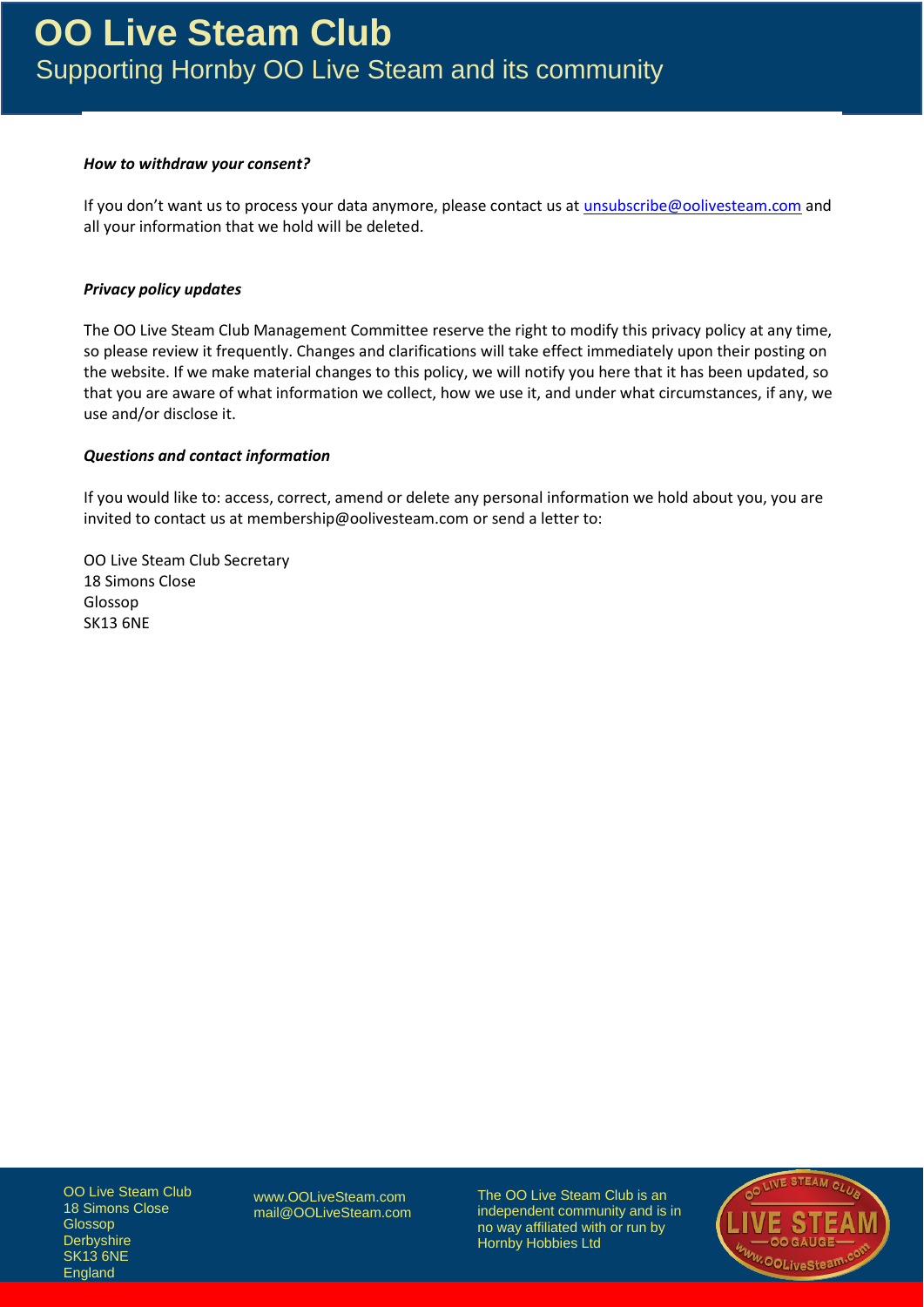***How to withdraw your consent?***

If you don't want us to process your data anymore, please contact us at unsubscribe@oolivesteam.com and all your information that we hold will be deleted.

***Privacy policy updates***

The OO Live Steam Club Management Committee reserve the right to modify this privacy policy at any time, so please review it frequently. Changes and clarifications will take effect immediately upon their posting on the website. If we make material changes to this policy, we will notify you here that it has been updated, so that you are aware of what information we collect, how we use it, and under what circumstances, if any, we use and/or disclose it.

***Questions and contact information***

If you would like to: access, correct, amend or delete any personal information we hold about you, you are invited to contact us at membership@oolivesteam.com or send a letter to:

OO Live Steam Club Secretary
18 Simons Close
Glossop
SK13 6NE